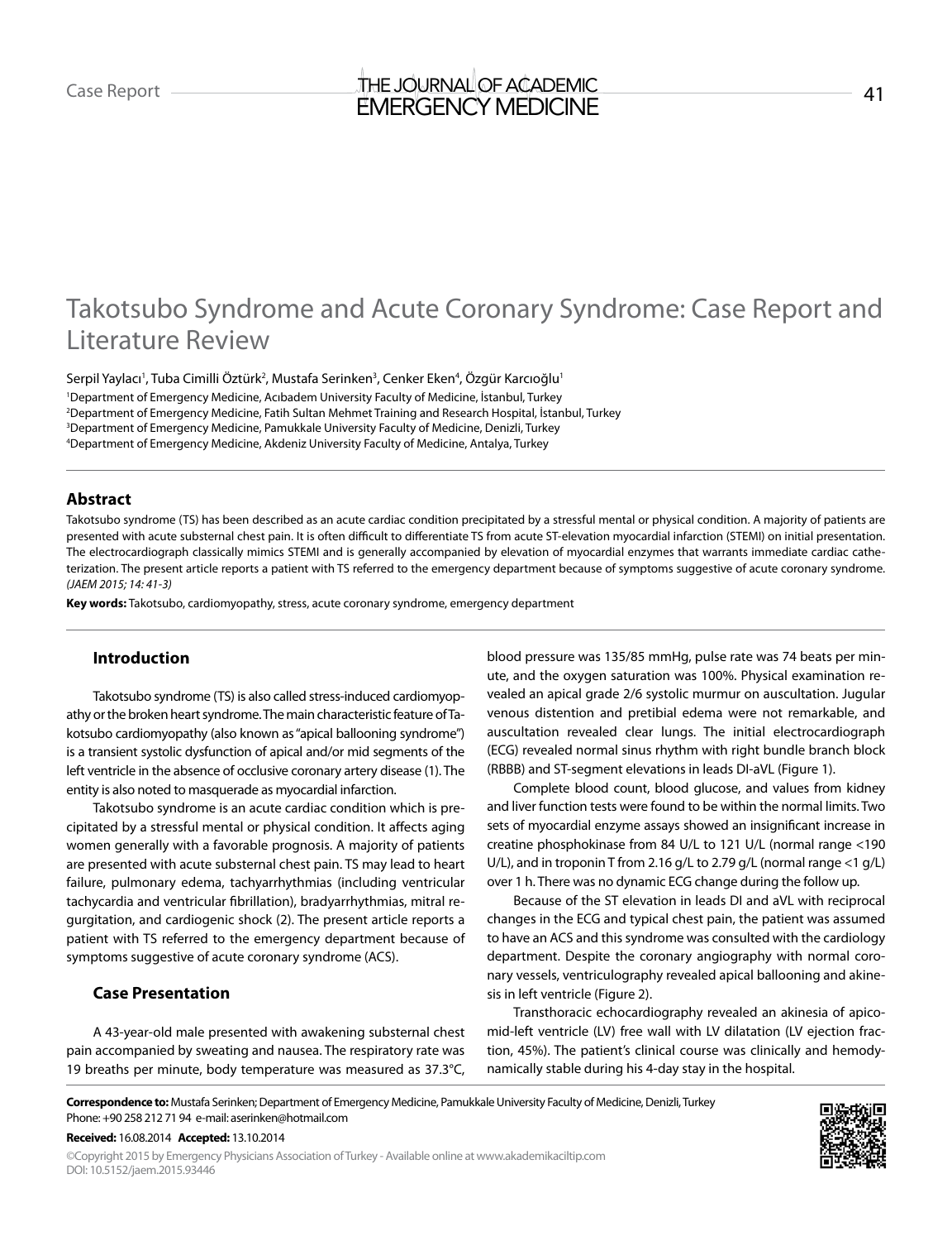Case Report

# Takotsubo Syndrome and Acute Coronary Syndrome: Case Report and Literature Review

Serpil Yaylacı[1], Tuba Cimilli Öztürk[2], Mustafa Serinken[3], Cenker Eken[4], Özgür Karcıoğlu[1]

[1]Department of Emergency Medicine, Acıbadem University Faculty of Medicine, İstanbul, Turkey
[2]Department of Emergency Medicine, Fatih Sultan Mehmet Training and Research Hospital, İstanbul, Turkey
[3]Department of Emergency Medicine, Pamukkale University Faculty of Medicine, Denizli, Turkey
[4]Department of Emergency Medicine, Akdeniz University Faculty of Medicine, Antalya, Turkey

## Abstract

Takotsubo syndrome (TS) has been described as an acute cardiac condition precipitated by a stressful mental or physical condition. A majority of patients are presented with acute substernal chest pain. It is often difficult to differentiate TS from acute ST-elevation myocardial infarction (STEMI) on initial presentation. The electrocardiograph classically mimics STEMI and is generally accompanied by elevation of myocardial enzymes that warrants immediate cardiac catheterization. The present article reports a patient with TS referred to the emergency department because of symptoms suggestive of acute coronary syndrome. *(JAEM 2015; 14: 41-3)*

**Key words:** Takotsubo, cardiomyopathy, stress, acute coronary syndrome, emergency department

## Introduction

Takotsubo syndrome (TS) is also called stress-induced cardiomyopathy or the broken heart syndrome. The main characteristic feature of Takotsubo cardiomyopathy (also known as "apical ballooning syndrome") is a transient systolic dysfunction of apical and/or mid segments of the left ventricle in the absence of occlusive coronary artery disease (1). The entity is also noted to masquerade as myocardial infarction.

Takotsubo syndrome is an acute cardiac condition which is precipitated by a stressful mental or physical condition. It affects aging women generally with a favorable prognosis. A majority of patients are presented with acute substernal chest pain. TS may lead to heart failure, pulmonary edema, tachyarrhythmias (including ventricular tachycardia and ventricular fibrillation), bradyarrhythmias, mitral regurgitation, and cardiogenic shock (2). The present article reports a patient with TS referred to the emergency department because of symptoms suggestive of acute coronary syndrome (ACS).

## Case Presentation

A 43-year-old male presented with awakening substernal chest pain accompanied by sweating and nausea. The respiratory rate was 19 breaths per minute, body temperature was measured as 37.3°C, blood pressure was 135/85 mmHg, pulse rate was 74 beats per minute, and the oxygen saturation was 100%. Physical examination revealed an apical grade 2/6 systolic murmur on auscultation. Jugular venous distention and pretibial edema were not remarkable, and auscultation revealed clear lungs. The initial electrocardiograph (ECG) revealed normal sinus rhythm with right bundle branch block (RBBB) and ST-segment elevations in leads DI-aVL (Figure 1).

Complete blood count, blood glucose, and values from kidney and liver function tests were found to be within the normal limits. Two sets of myocardial enzyme assays showed an insignificant increase in creatine phosphokinase from 84 U/L to 121 U/L (normal range <190 U/L), and in troponin T from 2.16 g/L to 2.79 g/L (normal range <1 g/L) over 1 h. There was no dynamic ECG change during the follow up.

Because of the ST elevation in leads DI and aVL with reciprocal changes in the ECG and typical chest pain, the patient was assumed to have an ACS and this syndrome was consulted with the cardiology department. Despite the coronary angiography with normal coronary vessels, ventriculography revealed apical ballooning and akinesis in left ventricle (Figure 2).

Transthoracic echocardiography revealed an akinesia of apico-mid-left ventricle (LV) free wall with LV dilatation (LV ejection fraction, 45%). The patient's clinical course was clinically and hemodynamically stable during his 4-day stay in the hospital.

**Correspondence to:** Mustafa Serinken; Department of Emergency Medicine, Pamukkale University Faculty of Medicine, Denizli, Turkey
Phone: +90 258 212 71 94 e-mail: aserinken@hotmail.com

**Received:** 16.08.2014 **Accepted:** 13.10.2014

©Copyright 2015 by Emergency Physicians Association of Turkey - Available online at www.akademikaciltip.com
DOI: 10.5152/jaem.2015.93446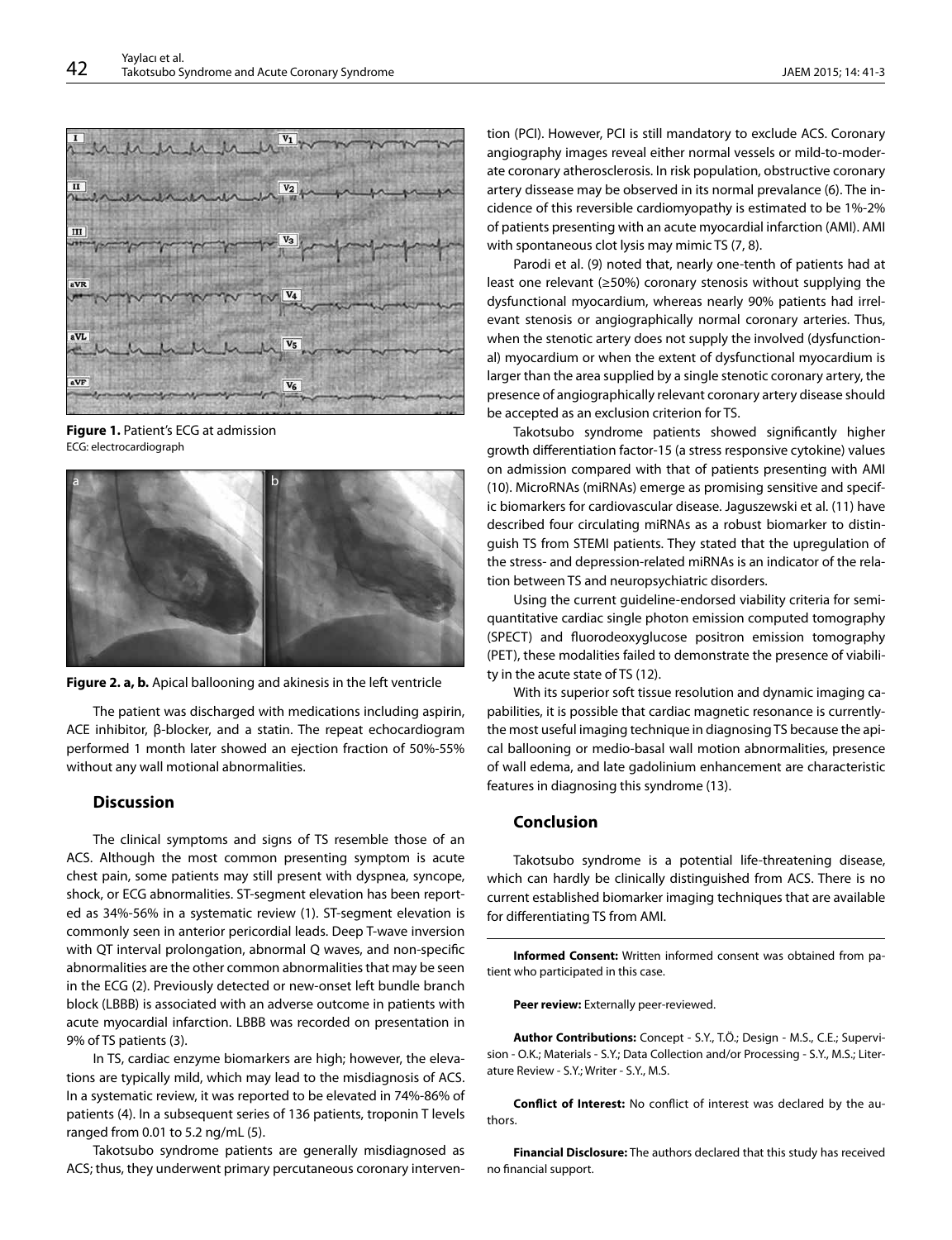**Figure 1.** Patient's ECG at admission
ECG: electrocardiograph

**Figure 2. a, b.** Apical ballooning and akinesis in the left ventricle

The patient was discharged with medications including aspirin, ACE inhibitor, β-blocker, and a statin. The repeat echocardiogram performed 1 month later showed an ejection fraction of 50%-55% without any wall motional abnormalities.

## Discussion

The clinical symptoms and signs of TS resemble those of an ACS. Although the most common presenting symptom is acute chest pain, some patients may still present with dyspnea, syncope, shock, or ECG abnormalities. ST-segment elevation has been reported as 34%-56% in a systematic review (1). ST-segment elevation is commonly seen in anterior pericordial leads. Deep T-wave inversion with QT interval prolongation, abnormal Q waves, and non-specific abnormalities are the other common abnormalities that may be seen in the ECG (2). Previously detected or new-onset left bundle branch block (LBBB) is associated with an adverse outcome in patients with acute myocardial infarction. LBBB was recorded on presentation in 9% of TS patients (3).

In TS, cardiac enzyme biomarkers are high; however, the elevations are typically mild, which may lead to the misdiagnosis of ACS. In a systematic review, it was reported to be elevated in 74%-86% of patients (4). In a subsequent series of 136 patients, troponin T levels ranged from 0.01 to 5.2 ng/mL (5).

Takotsubo syndrome patients are generally misdiagnosed as ACS; thus, they underwent primary percutaneous coronary intervention (PCI). However, PCI is still mandatory to exclude ACS. Coronary angiography images reveal either normal vessels or mild-to-moderate coronary atherosclerosis. In risk population, obstructive coronary artery dissease may be observed in its normal prevalance (6). The incidence of this reversible cardiomyopathy is estimated to be 1%-2% of patients presenting with an acute myocardial infarction (AMI). AMI with spontaneous clot lysis may mimic TS (7, 8).

Parodi et al. (9) noted that, nearly one-tenth of patients had at least one relevant (≥50%) coronary stenosis without supplying the dysfunctional myocardium, whereas nearly 90% patients had irrelevant stenosis or angiographically normal coronary arteries. Thus, when the stenotic artery does not supply the involved (dysfunctional) myocardium or when the extent of dysfunctional myocardium is larger than the area supplied by a single stenotic coronary artery, the presence of angiographically relevant coronary artery disease should be accepted as an exclusion criterion for TS.

Takotsubo syndrome patients showed significantly higher growth differentiation factor-15 (a stress responsive cytokine) values on admission compared with that of patients presenting with AMI (10). MicroRNAs (miRNAs) emerge as promising sensitive and specific biomarkers for cardiovascular disease. Jaguszewski et al. (11) have described four circulating miRNAs as a robust biomarker to distinguish TS from STEMI patients. They stated that the upregulation of the stress- and depression-related miRNAs is an indicator of the relation between TS and neuropsychiatric disorders.

Using the current guideline-endorsed viability criteria for semi-quantitative cardiac single photon emission computed tomography (SPECT) and fluorodeoxyglucose positron emission tomography (PET), these modalities failed to demonstrate the presence of viability in the acute state of TS (12).

With its superior soft tissue resolution and dynamic imaging capabilities, it is possible that cardiac magnetic resonance is currently the most useful imaging technique in diagnosing TS because the apical ballooning or medio-basal wall motion abnormalities, presence of wall edema, and late gadolinium enhancement are characteristic features in diagnosing this syndrome (13).

## Conclusion

Takotsubo syndrome is a potential life-threatening disease, which can hardly be clinically distinguished from ACS. There is no current established biomarker imaging techniques that are available for differentiating TS from AMI.

**Informed Consent:** Written informed consent was obtained from patient who participated in this case.

**Peer review:** Externally peer-reviewed.

**Author Contributions:** Concept - S.Y., T.Ö.; Design - M.S., C.E.; Supervision - O.K.; Materials - S.Y.; Data Collection and/or Processing - S.Y., M.S.; Literature Review - S.Y.; Writer - S.Y., M.S.

**Conflict of Interest:** No conflict of interest was declared by the authors.

**Financial Disclosure:** The authors declared that this study has received no financial support.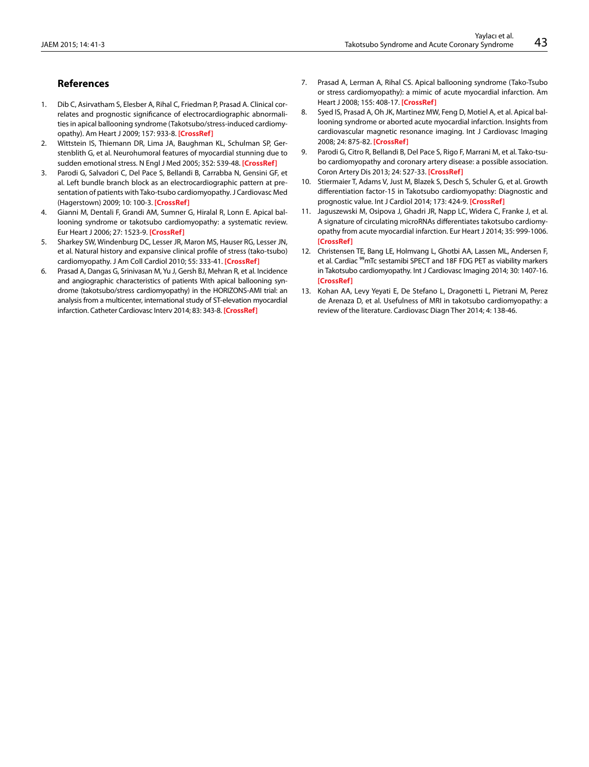## References

1. Dib C, Asirvatham S, Elesber A, Rihal C, Friedman P, Prasad A. Clinical correlates and prognostic significance of electrocardiographic abnormalities in apical ballooning syndrome (Takotsubo/stress-induced cardiomyopathy). Am Heart J 2009; 157: 933-8. [CrossRef]
2. Wittstein IS, Thiemann DR, Lima JA, Baughman KL, Schulman SP, Gerstenblith G, et al. Neurohumoral features of myocardial stunning due to sudden emotional stress. N Engl J Med 2005; 352: 539-48. [CrossRef]
3. Parodi G, Salvadori C, Del Pace S, Bellandi B, Carrabba N, Gensini GF, et al. Left bundle branch block as an electrocardiographic pattern at presentation of patients with Tako-tsubo cardiomyopathy. J Cardiovasc Med (Hagerstown) 2009; 10: 100-3. [CrossRef]
4. Gianni M, Dentali F, Grandi AM, Sumner G, Hiralal R, Lonn E. Apical ballooning syndrome or takotsubo cardiomyopathy: a systematic review. Eur Heart J 2006; 27: 1523-9. [CrossRef]
5. Sharkey SW, Windenburg DC, Lesser JR, Maron MS, Hauser RG, Lesser JN, et al. Natural history and expansive clinical profile of stress (tako-tsubo) cardiomyopathy. J Am Coll Cardiol 2010; 55: 333-41. [CrossRef]
6. Prasad A, Dangas G, Srinivasan M, Yu J, Gersh BJ, Mehran R, et al. Incidence and angiographic characteristics of patients With apical ballooning syndrome (takotsubo/stress cardiomyopathy) in the HORIZONS-AMI trial: an analysis from a multicenter, international study of ST-elevation myocardial infarction. Catheter Cardiovasc Interv 2014; 83: 343-8. [CrossRef]
7. Prasad A, Lerman A, Rihal CS. Apical ballooning syndrome (Tako-Tsubo or stress cardiomyopathy): a mimic of acute myocardial infarction. Am Heart J 2008; 155: 408-17. [CrossRef]
8. Syed IS, Prasad A, Oh JK, Martinez MW, Feng D, Motiel A, et al. Apical ballooning syndrome or aborted acute myocardial infarction. Insights from cardiovascular magnetic resonance imaging. Int J Cardiovasc Imaging 2008; 24: 875-82. [CrossRef]
9. Parodi G, Citro R, Bellandi B, Del Pace S, Rigo F, Marrani M, et al. Tako-tsubo cardiomyopathy and coronary artery disease: a possible association. Coron Artery Dis 2013; 24: 527-33. [CrossRef]
10. Stiermaier T, Adams V, Just M, Blazek S, Desch S, Schuler G, et al. Growth differentiation factor-15 in Takotsubo cardiomyopathy: Diagnostic and prognostic value. Int J Cardiol 2014; 173: 424-9. [CrossRef]
11. Jaguszewski M, Osipova J, Ghadri JR, Napp LC, Widera C, Franke J, et al. A signature of circulating microRNAs differentiates takotsubo cardiomyopathy from acute myocardial infarction. Eur Heart J 2014; 35: 999-1006. [CrossRef]
12. Christensen TE, Bang LE, Holmvang L, Ghotbi AA, Lassen ML, Andersen F, et al. Cardiac $^{99}$mTc sestamibi SPECT and 18F FDG PET as viability markers in Takotsubo cardiomyopathy. Int J Cardiovasc Imaging 2014; 30: 1407-16. [CrossRef]
13. Kohan AA, Levy Yeyati E, De Stefano L, Dragonetti L, Pietrani M, Perez de Arenaza D, et al. Usefulness of MRI in takotsubo cardiomyopathy: a review of the literature. Cardiovasc Diagn Ther 2014; 4: 138-46.